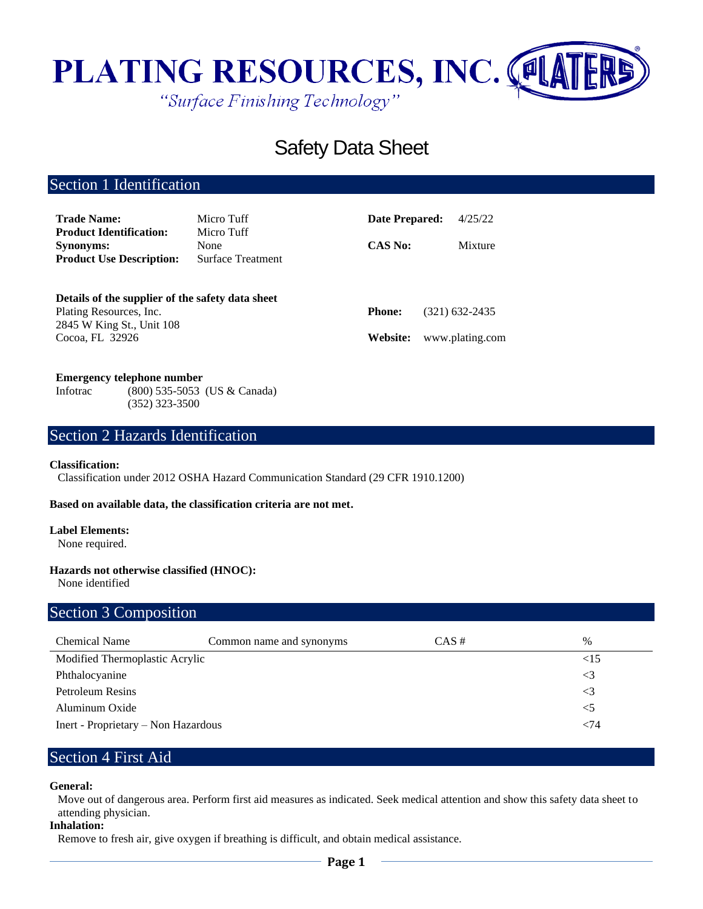# PLATING RESOURCES, INC.

*"Surface Finishing Technology"*

# Safety Data Sheet

## Section 1 Identification

**Trade Name:** Micro Tuff
**Product Identification:** Micro Tuff
**Synonyms:** None
**Product Use Description:** Surface Treatment

**Date Prepared:** 4/25/22
**CAS No:** Mixture

**Details of the supplier of the safety data sheet**
Plating Resources, Inc.
2845 W King St., Unit 108
Cocoa, FL 32926

**Phone:** (321) 632-2435
**Website:** www.plating.com

**Emergency telephone number**
Infotrac (800) 535-5053 (US & Canada)
(352) 323-3500

## Section 2 Hazards Identification

**Classification:**
Classification under 2012 OSHA Hazard Communication Standard (29 CFR 1910.1200)

**Based on available data, the classification criteria are not met.**

**Label Elements:**
None required.

**Hazards not otherwise classified (HNOC):**
None identified

## Section 3 Composition

| Chemical Name | Common name and synonyms | CAS # | % |
|---|---|---|---|
| Modified Thermoplastic Acrylic | | | <15 |
| Phthalocyanine | | | <3 |
| Petroleum Resins | | | <3 |
| Aluminum Oxide | | | <5 |
| Inert - Proprietary – Non Hazardous | | | <74 |

## Section 4 First Aid

**General:**
Move out of dangerous area. Perform first aid measures as indicated. Seek medical attention and show this safety data sheet to attending physician.

**Inhalation:**
Remove to fresh air, give oxygen if breathing is difficult, and obtain medical assistance.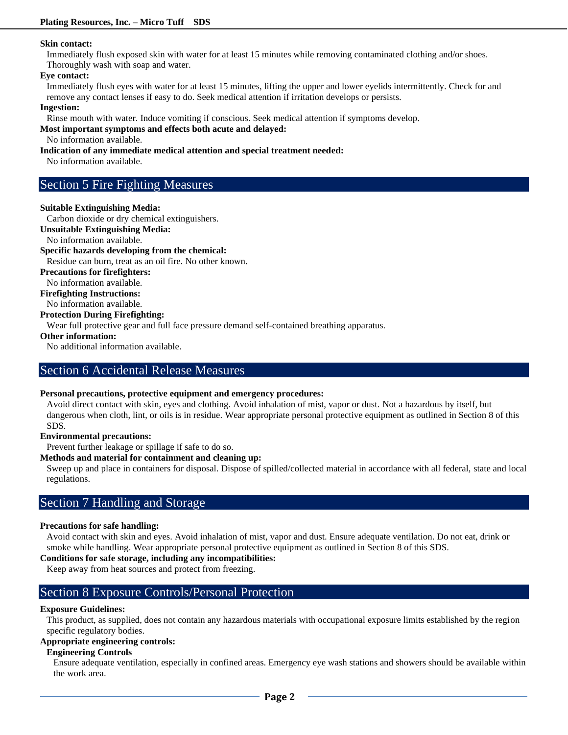**Skin contact:**

Immediately flush exposed skin with water for at least 15 minutes while removing contaminated clothing and/or shoes. Thoroughly wash with soap and water.

**Eye contact:**

Immediately flush eyes with water for at least 15 minutes, lifting the upper and lower eyelids intermittently. Check for and remove any contact lenses if easy to do. Seek medical attention if irritation develops or persists.

**Ingestion:**

Rinse mouth with water. Induce vomiting if conscious. Seek medical attention if symptoms develop.

**Most important symptoms and effects both acute and delayed:**

No information available.

**Indication of any immediate medical attention and special treatment needed:**

No information available.

## Section 5 Fire Fighting Measures

**Suitable Extinguishing Media:**

Carbon dioxide or dry chemical extinguishers.

**Unsuitable Extinguishing Media:**

No information available.

**Specific hazards developing from the chemical:**

Residue can burn, treat as an oil fire. No other known.

**Precautions for firefighters:**

No information available.

**Firefighting Instructions:**

No information available.

**Protection During Firefighting:**

Wear full protective gear and full face pressure demand self-contained breathing apparatus.

**Other information:**

No additional information available.

## Section 6 Accidental Release Measures

**Personal precautions, protective equipment and emergency procedures:**

Avoid direct contact with skin, eyes and clothing. Avoid inhalation of mist, vapor or dust. Not a hazardous by itself, but dangerous when cloth, lint, or oils is in residue. Wear appropriate personal protective equipment as outlined in Section 8 of this SDS.

**Environmental precautions:**

Prevent further leakage or spillage if safe to do so.

**Methods and material for containment and cleaning up:**

Sweep up and place in containers for disposal. Dispose of spilled/collected material in accordance with all federal, state and local regulations.

## Section 7 Handling and Storage

**Precautions for safe handling:**

Avoid contact with skin and eyes. Avoid inhalation of mist, vapor and dust. Ensure adequate ventilation. Do not eat, drink or smoke while handling. Wear appropriate personal protective equipment as outlined in Section 8 of this SDS.

**Conditions for safe storage, including any incompatibilities:**

Keep away from heat sources and protect from freezing.

## Section 8 Exposure Controls/Personal Protection

**Exposure Guidelines:**

This product, as supplied, does not contain any hazardous materials with occupational exposure limits established by the region specific regulatory bodies.

**Appropriate engineering controls:**

**Engineering Controls**

Ensure adequate ventilation, especially in confined areas. Emergency eye wash stations and showers should be available within the work area.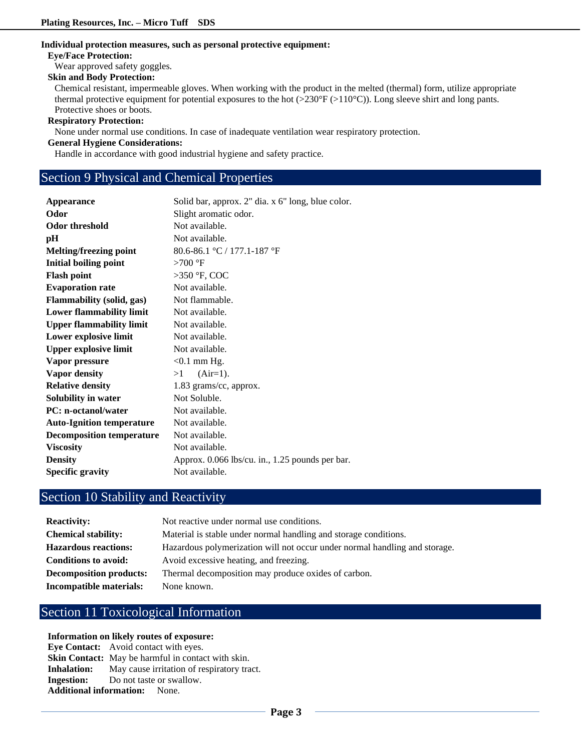**Individual protection measures, such as personal protective equipment:**

**Eye/Face Protection:**

Wear approved safety goggles.

**Skin and Body Protection:**

Chemical resistant, impermeable gloves. When working with the product in the melted (thermal) form, utilize appropriate thermal protective equipment for potential exposures to the hot (>230°F (>110°C)). Long sleeve shirt and long pants. Protective shoes or boots.

**Respiratory Protection:**

None under normal use conditions. In case of inadequate ventilation wear respiratory protection.

**General Hygiene Considerations:**

Handle in accordance with good industrial hygiene and safety practice.

## Section 9 Physical and Chemical Properties

| | |
|---|---|
| **Appearance** | Solid bar, approx. 2" dia. x 6" long, blue color. |
| **Odor** | Slight aromatic odor. |
| **Odor threshold** | Not available. |
| **pH** | Not available. |
| **Melting/freezing point** | 80.6-86.1 °C / 177.1-187 °F |
| **Initial boiling point** | >700 °F |
| **Flash point** | >350 °F, COC |
| **Evaporation rate** | Not available. |
| **Flammability (solid, gas)** | Not flammable. |
| **Lower flammability limit** | Not available. |
| **Upper flammability limit** | Not available. |
| **Lower explosive limit** | Not available. |
| **Upper explosive limit** | Not available. |
| **Vapor pressure** | <0.1 mm Hg. |
| **Vapor density** | >1 (Air=1). |
| **Relative density** | 1.83 grams/cc, approx. |
| **Solubility in water** | Not Soluble. |
| **PC: n-octanol/water** | Not available. |
| **Auto-Ignition temperature** | Not available. |
| **Decomposition temperature** | Not available. |
| **Viscosity** | Not available. |
| **Density** | Approx. 0.066 lbs/cu. in., 1.25 pounds per bar. |
| **Specific gravity** | Not available. |

## Section 10 Stability and Reactivity

| | |
|---|---|
| **Reactivity:** | Not reactive under normal use conditions. |
| **Chemical stability:** | Material is stable under normal handling and storage conditions. |
| **Hazardous reactions:** | Hazardous polymerization will not occur under normal handling and storage. |
| **Conditions to avoid:** | Avoid excessive heating, and freezing. |
| **Decomposition products:** | Thermal decomposition may produce oxides of carbon. |
| **Incompatible materials:** | None known. |

## Section 11 Toxicological Information

**Information on likely routes of exposure:**

**Eye Contact:** Avoid contact with eyes.

**Skin Contact:** May be harmful in contact with skin.

**Inhalation:** May cause irritation of respiratory tract.

**Ingestion:** Do not taste or swallow.

**Additional information:** None.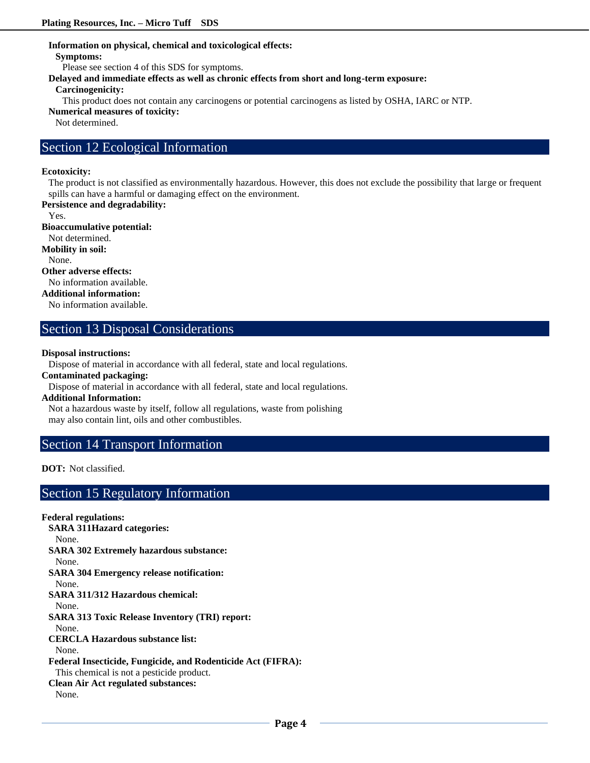**Information on physical, chemical and toxicological effects:**

**Symptoms:**

Please see section 4 of this SDS for symptoms.

**Delayed and immediate effects as well as chronic effects from short and long-term exposure:**

**Carcinogenicity:**

This product does not contain any carcinogens or potential carcinogens as listed by OSHA, IARC or NTP.

**Numerical measures of toxicity:**

Not determined.

## Section 12 Ecological Information

**Ecotoxicity:**

The product is not classified as environmentally hazardous. However, this does not exclude the possibility that large or frequent spills can have a harmful or damaging effect on the environment.

**Persistence and degradability:**

Yes.

**Bioaccumulative potential:**

Not determined.

**Mobility in soil:**

None.

**Other adverse effects:**

No information available.

**Additional information:**

No information available.

## Section 13 Disposal Considerations

**Disposal instructions:**

Dispose of material in accordance with all federal, state and local regulations.

**Contaminated packaging:**

Dispose of material in accordance with all federal, state and local regulations.

**Additional Information:**

Not a hazardous waste by itself, follow all regulations, waste from polishing may also contain lint, oils and other combustibles.

## Section 14 Transport Information

**DOT:** Not classified.

## Section 15 Regulatory Information

**Federal regulations:**

**SARA 311Hazard categories:**

None.

**SARA 302 Extremely hazardous substance:**

None.

**SARA 304 Emergency release notification:**

None.

**SARA 311/312 Hazardous chemical:**

None.

**SARA 313 Toxic Release Inventory (TRI) report:**

None.

**CERCLA Hazardous substance list:**

None.

**Federal Insecticide, Fungicide, and Rodenticide Act (FIFRA):**

This chemical is not a pesticide product.

**Clean Air Act regulated substances:**

None.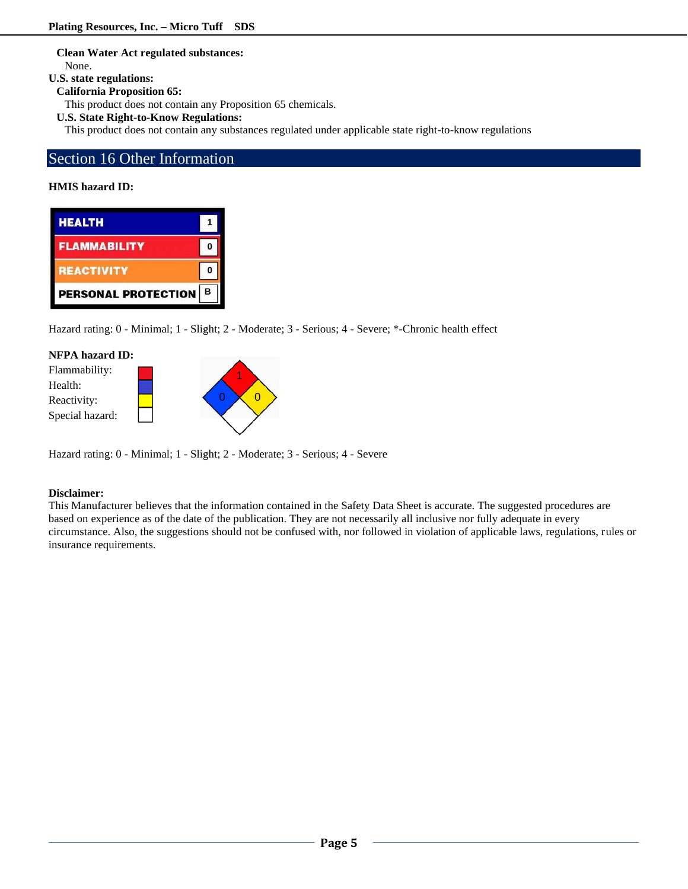**Clean Water Act regulated substances:**
None.

**U.S. state regulations:**

**California Proposition 65:**
This product does not contain any Proposition 65 chemicals.

**U.S. State Right-to-Know Regulations:**
This product does not contain any substances regulated under applicable state right-to-know regulations

## Section 16 Other Information

**HMIS hazard ID:**

| | |
|---|---|
| HEALTH | 1 |
| FLAMMABILITY | 0 |
| REACTIVITY | 0 |
| PERSONAL PROTECTION | B |

Hazard rating: 0 - Minimal; 1 - Slight; 2 - Moderate; 3 - Serious; 4 - Severe; *-Chronic health effect

**NFPA hazard ID:**

Flammability:
Health:
Reactivity:
Special hazard:

1
0
0

Hazard rating: 0 - Minimal; 1 - Slight; 2 - Moderate; 3 - Serious; 4 - Severe

**Disclaimer:**
This Manufacturer believes that the information contained in the Safety Data Sheet is accurate. The suggested procedures are based on experience as of the date of the publication. They are not necessarily all inclusive nor fully adequate in every circumstance. Also, the suggestions should not be confused with, nor followed in violation of applicable laws, regulations, rules or insurance requirements.